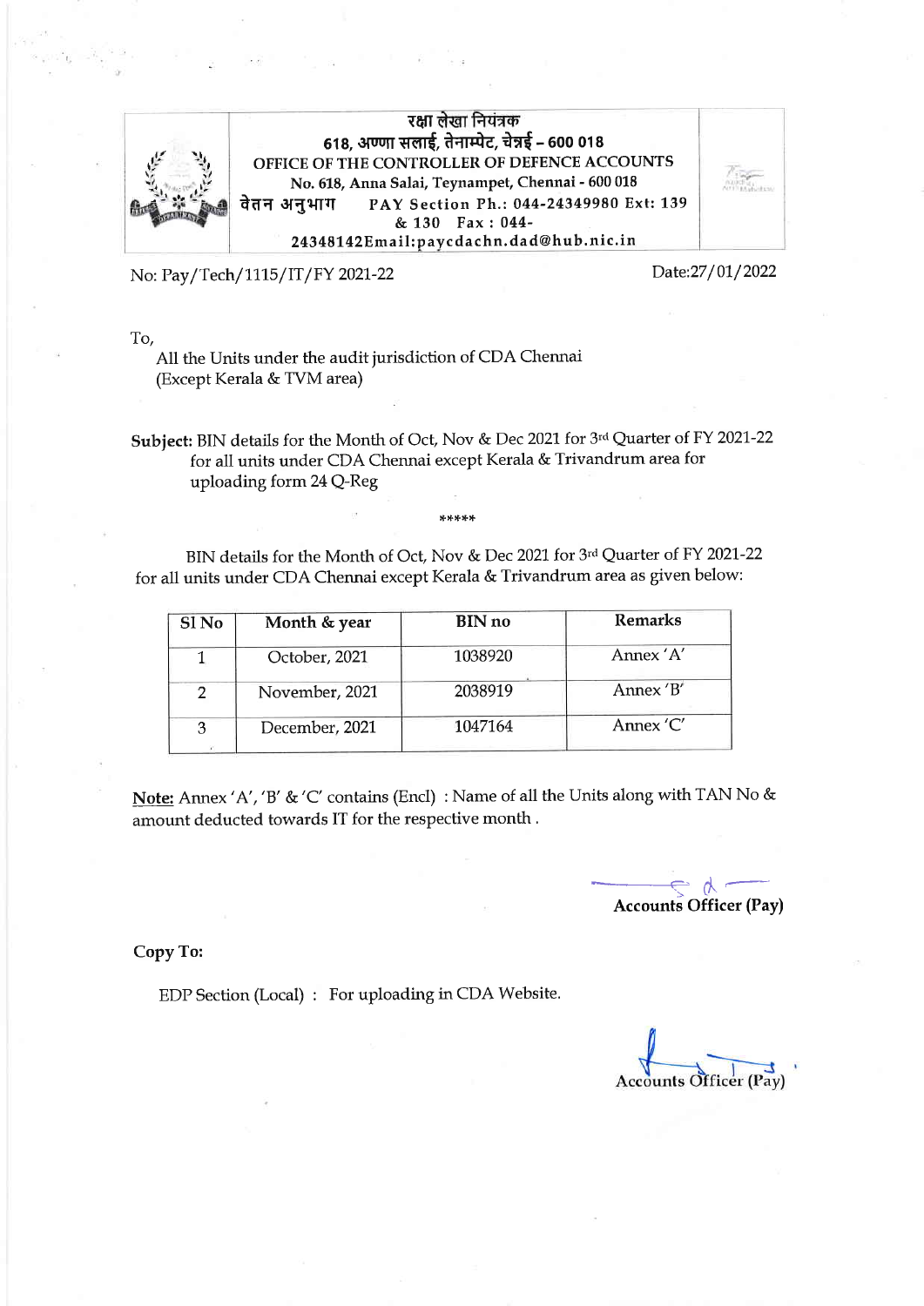रक्षा लेखा नियंत्रक
618, अण्णा सलाई, तेनाम्पेट, चेन्नई – 600 018
OFFICE OF THE CONTROLLER OF DEFENCE ACCOUNTS
No. 618, Anna Salai, Teynampet, Chennai - 600 018
वेतन अनुभाग PAY Section Ph.: 044-24349980 Ext: 139 & 130 Fax : 044-24348142Email:paycdachn.dad@hub.nic.in

No: Pay/Tech/1115/IT/FY 2021-22

Date:27/01/2022

To,

All the Units under the audit jurisdiction of CDA Chennai
(Except Kerala & TVM area)

**Subject:** BIN details for the Month of Oct, Nov & Dec 2021 for 3rd Quarter of FY 2021-22 for all units under CDA Chennai except Kerala & Trivandrum area for uploading form 24 Q-Reg

*****

BIN details for the Month of Oct, Nov & Dec 2021 for 3rd Quarter of FY 2021-22 for all units under CDA Chennai except Kerala & Trivandrum area as given below:

| Sl No | Month & year | BIN no | Remarks |
|---|---|---|---|
| 1 | October, 2021 | 1038920 | Annex 'A' |
| 2 | November, 2021 | 2038919 | Annex 'B' |
| 3 | December, 2021 | 1047164 | Annex 'C' |

**Note:** Annex 'A', 'B' & 'C' contains (Encl) : Name of all the Units along with TAN No & amount deducted towards IT for the respective month .

**Accounts Officer (Pay)**

**Copy To:**

EDP Section (Local) : For uploading in CDA Website.

Accounts Officer (Pay)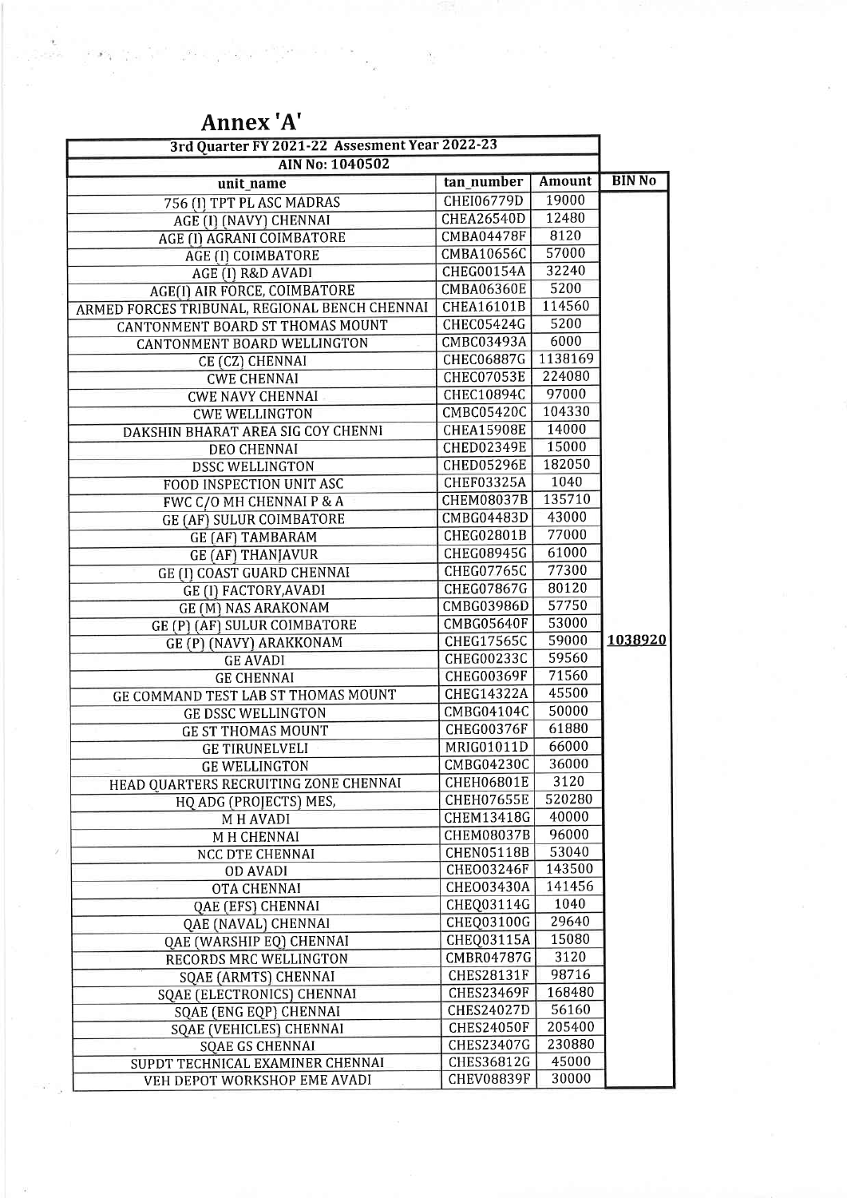# Annex 'A'

| 3rd Quarter FY 2021-22 Assesment Year 2022-23 | | | |
|---|---|---|---|
| AIN No: 1040502 | | | |
| unit_name | tan_number | Amount | BIN No |
| 756 (I) TPT PL ASC MADRAS | CHEI06779D | 19000 | |
| AGE (I) (NAVY) CHENNAI | CHEA26540D | 12480 | |
| AGE (I) AGRANI COIMBATORE | CMBA04478F | 8120 | |
| AGE (I) COIMBATORE | CMBA10656C | 57000 | |
| AGE (I) R&D AVADI | CHEG00154A | 32240 | |
| AGE(I) AIR FORCE, COIMBATORE | CMBA06360E | 5200 | |
| ARMED FORCES TRIBUNAL, REGIONAL BENCH CHENNAI | CHEA16101B | 114560 | |
| CANTONMENT BOARD ST THOMAS MOUNT | CHEC05424G | 5200 | |
| CANTONMENT BOARD WELLINGTON | CMBC03493A | 6000 | |
| CE (CZ) CHENNAI | CHEC06887G | 1138169 | |
| CWE CHENNAI | CHEC07053E | 224080 | |
| CWE NAVY CHENNAI | CHEC10894C | 97000 | |
| CWE WELLINGTON | CMBC05420C | 104330 | |
| DAKSHIN BHARAT AREA SIG COY CHENNI | CHEA15908E | 14000 | |
| DEO CHENNAI | CHED02349E | 15000 | |
| DSSC WELLINGTON | CHED05296E | 182050 | |
| FOOD INSPECTION UNIT ASC | CHEF03325A | 1040 | |
| FWC C/O MH CHENNAI P & A | CHEM08037B | 135710 | |
| GE (AF) SULUR COIMBATORE | CMBG04483D | 43000 | |
| GE (AF) TAMBARAM | CHEG02801B | 77000 | |
| GE (AF) THANJAVUR | CHEG08945G | 61000 | |
| GE (I) COAST GUARD CHENNAI | CHEG07765C | 77300 | |
| GE (I) FACTORY,AVADI | CHEG07867G | 80120 | |
| GE (M) NAS ARAKONAM | CMBG03986D | 57750 | |
| GE (P) (AF) SULUR COIMBATORE | CMBG05640F | 53000 | |
| GE (P) (NAVY) ARAKKONAM | CHEG17565C | 59000 | **1038920** |
| GE AVADI | CHEG00233C | 59560 | |
| GE CHENNAI | CHEG00369F | 71560 | |
| GE COMMAND TEST LAB ST THOMAS MOUNT | CHEG14322A | 45500 | |
| GE DSSC WELLINGTON | CMBG04104C | 50000 | |
| GE ST THOMAS MOUNT | CHEG00376F | 61880 | |
| GE TIRUNELVELI | MRIG01011D | 66000 | |
| GE WELLINGTON | CMBG04230C | 36000 | |
| HEAD QUARTERS RECRUITING ZONE CHENNAI | CHEH06801E | 3120 | |
| HQ ADG (PROJECTS) MES, | CHEH07655E | 520280 | |
| M H AVADI | CHEM13418G | 40000 | |
| M H CHENNAI | CHEM08037B | 96000 | |
| NCC DTE CHENNAI | CHEN05118B | 53040 | |
| OD AVADI | CHEO03246F | 143500 | |
| OTA CHENNAI | CHEO03430A | 141456 | |
| QAE (EFS) CHENNAI | CHEQ03114G | 1040 | |
| QAE (NAVAL) CHENNAI | CHEQ03100G | 29640 | |
| QAE (WARSHIP EQ) CHENNAI | CHEQ03115A | 15080 | |
| RECORDS MRC WELLINGTON | CMBR04787G | 3120 | |
| SQAE (ARMTS) CHENNAI | CHES28131F | 98716 | |
| SQAE (ELECTRONICS) CHENNAI | CHES23469F | 168480 | |
| SQAE (ENG EQP) CHENNAI | CHES24027D | 56160 | |
| SQAE (VEHICLES) CHENNAI | CHES24050F | 205400 | |
| SQAE GS CHENNAI | CHES23407G | 230880 | |
| SUPDT TECHNICAL EXAMINER CHENNAI | CHES36812G | 45000 | |
| VEH DEPOT WORKSHOP EME AVADI | CHEV08839F | 30000 | |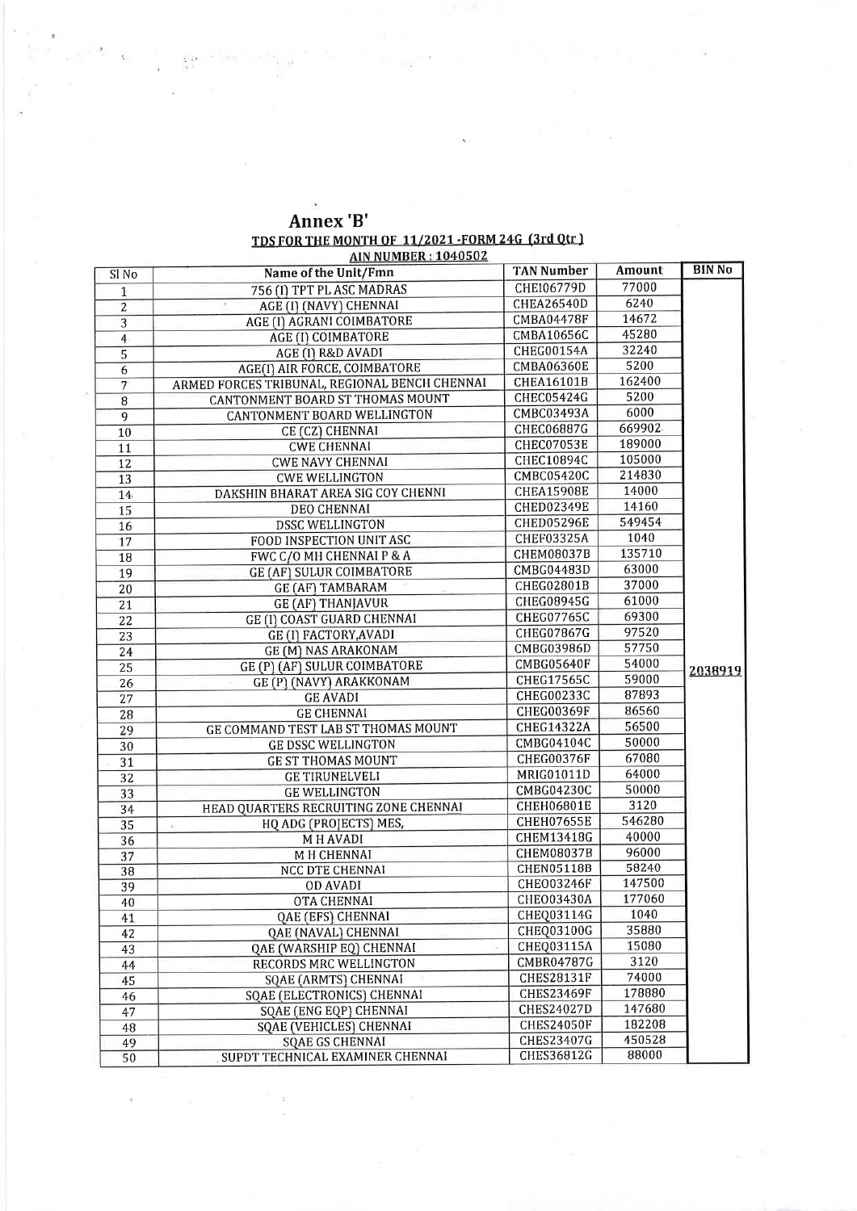# Annex 'B'

## TDS FOR THE MONTH OF 11/2021 -FORM 24G (3rd Qtr)

### AIN NUMBER : 1040502

| Sl No | Name of the Unit/Fmn | TAN Number | Amount | BIN No |
|---|---|---|---|---|
| 1 | 756 (I) TPT PL ASC MADRAS | CHEI06779D | 77000 | |
| 2 | AGE (I) (NAVY) CHENNAI | CHEA26540D | 6240 | |
| 3 | AGE (I) AGRANI COIMBATORE | CMBA04478F | 14672 | |
| 4 | AGE (I) COIMBATORE | CMBA10656C | 45280 | |
| 5 | AGE (I) R&D AVADI | CHEG00154A | 32240 | |
| 6 | AGE(I) AIR FORCE, COIMBATORE | CMBA06360E | 5200 | |
| 7 | ARMED FORCES TRIBUNAL, REGIONAL BENCH CHENNAI | CHEA16101B | 162400 | |
| 8 | CANTONMENT BOARD ST THOMAS MOUNT | CHEC05424G | 5200 | |
| 9 | CANTONMENT BOARD WELLINGTON | CMBC03493A | 6000 | |
| 10 | CE (CZ) CHENNAI | CHEC06887G | 669902 | |
| 11 | CWE CHENNAI | CHEC07053E | 189000 | |
| 12 | CWE NAVY CHENNAI | CHEC10894C | 105000 | |
| 13 | CWE WELLINGTON | CMBC05420C | 214830 | |
| 14 | DAKSHIN BHARAT AREA SIG COY CHENNI | CHEA15908E | 14000 | |
| 15 | DEO CHENNAI | CHED02349E | 14160 | |
| 16 | DSSC WELLINGTON | CHED05296E | 549454 | |
| 17 | FOOD INSPECTION UNIT ASC | CHEF03325A | 1040 | |
| 18 | FWC C/O MH CHENNAI P & A | CHEM08037B | 135710 | |
| 19 | GE (AF) SULUR COIMBATORE | CMBG04483D | 63000 | |
| 20 | GE (AF) TAMBARAM | CHEG02801B | 37000 | |
| 21 | GE (AF) THANJAVUR | CHEG08945G | 61000 | |
| 22 | GE (I) COAST GUARD CHENNAI | CHEG07765C | 69300 | |
| 23 | GE (I) FACTORY,AVADI | CHEG07867G | 97520 | |
| 24 | GE (M) NAS ARAKONAM | CMBG03986D | 57750 | |
| 25 | GE (P) (AF) SULUR COIMBATORE | CMBG05640F | 54000 | 2038919 |
| 26 | GE (P) (NAVY) ARAKKONAM | CHEG17565C | 59000 | |
| 27 | GE AVADI | CHEG00233C | 87893 | |
| 28 | GE CHENNAI | CHEG00369F | 86560 | |
| 29 | GE COMMAND TEST LAB ST THOMAS MOUNT | CHEG14322A | 56500 | |
| 30 | GE DSSC WELLINGTON | CMBG04104C | 50000 | |
| 31 | GE ST THOMAS MOUNT | CHEG00376F | 67080 | |
| 32 | GE TIRUNELVELI | MRIG01011D | 64000 | |
| 33 | GE WELLINGTON | CMBG04230C | 50000 | |
| 34 | HEAD QUARTERS RECRUITING ZONE CHENNAI | CHEH06801E | 3120 | |
| 35 | HQ ADG (PROJECTS) MES, | CHEH07655E | 546280 | |
| 36 | M H AVADI | CHEM13418G | 40000 | |
| 37 | M H CHENNAI | CHEM08037B | 96000 | |
| 38 | NCC DTE CHENNAI | CHEN05118B | 58240 | |
| 39 | OD AVADI | CHEO03246F | 147500 | |
| 40 | OTA CHENNAI | CHEO03430A | 177060 | |
| 41 | QAE (EFS) CHENNAI | CHEQ03114G | 1040 | |
| 42 | QAE (NAVAL) CHENNAI | CHEQ03100G | 35880 | |
| 43 | QAE (WARSHIP EQ) CHENNAI | CHEQ03115A | 15080 | |
| 44 | RECORDS MRC WELLINGTON | CMBR04787G | 3120 | |
| 45 | SQAE (ARMTS) CHENNAI | CHES28131F | 74000 | |
| 46 | SQAE (ELECTRONICS) CHENNAI | CHES23469F | 178880 | |
| 47 | SQAE (ENG EQP) CHENNAI | CHES24027D | 147680 | |
| 48 | SQAE (VEHICLES) CHENNAI | CHES24050F | 182208 | |
| 49 | SQAE GS CHENNAI | CHES23407G | 450528 | |
| 50 | SUPDT TECHNICAL EXAMINER CHENNAI | CHES36812G | 88000 | |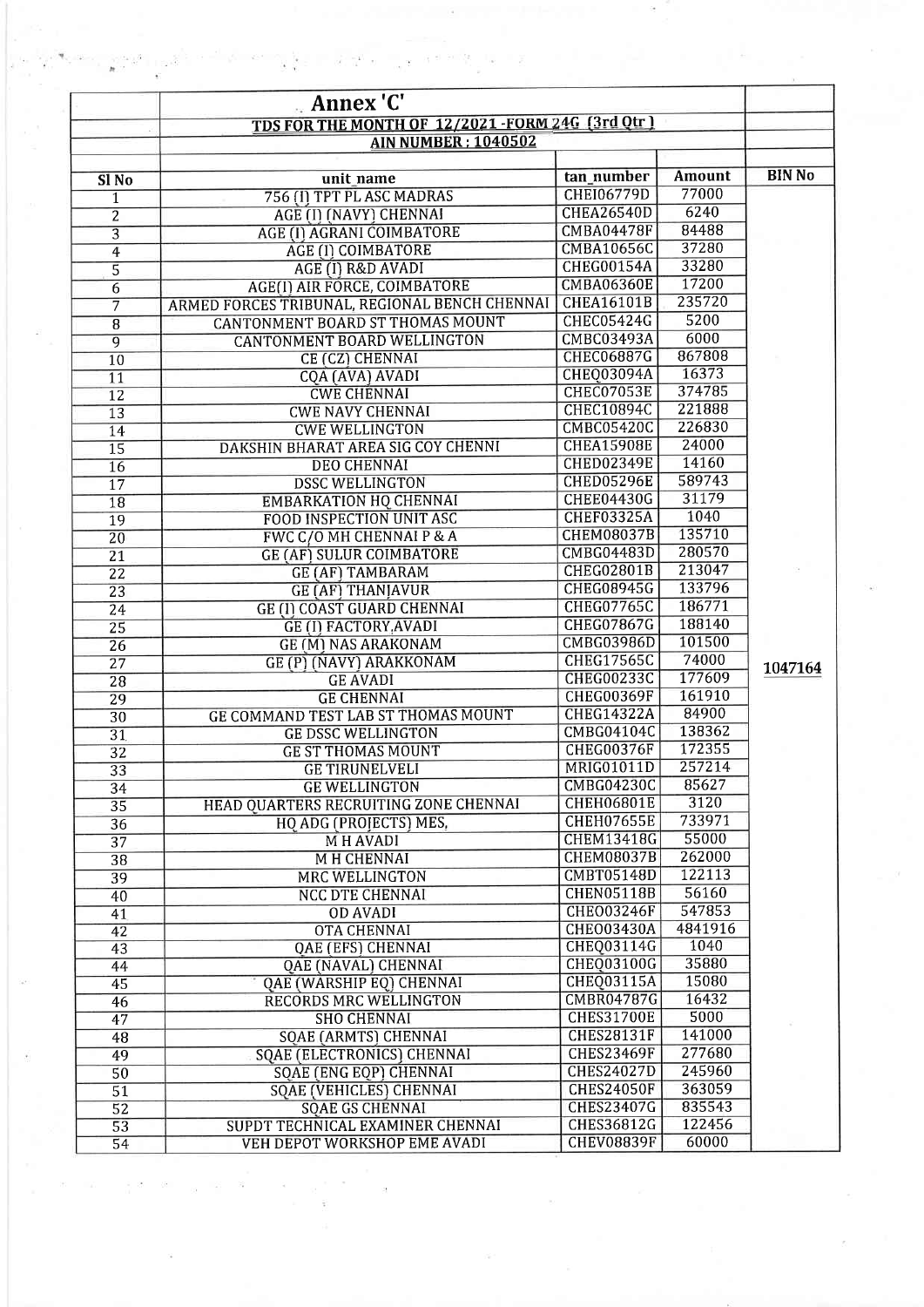| | Annex 'C' | | | |
|---|---|---|---|---|
| | TDS FOR THE MONTH OF 12/2021 -FORM 24G (3rd Qtr) | | | |
| | AIN NUMBER : 1040502 | | | |
| Sl No | unit_name | tan_number | Amount | BIN No |
| 1 | 756 (I) TPT PL ASC MADRAS | CHEI06779D | 77000 | |
| 2 | AGE (I) (NAVY) CHENNAI | CHEA26540D | 6240 | |
| 3 | AGE (I) AGRANI COIMBATORE | CMBA04478F | 84488 | |
| 4 | AGE (I) COIMBATORE | CMBA10656C | 37280 | |
| 5 | AGE (I) R&D AVADI | CHEG00154A | 33280 | |
| 6 | AGE(I) AIR FORCE, COIMBATORE | CMBA06360E | 17200 | |
| 7 | ARMED FORCES TRIBUNAL, REGIONAL BENCH CHENNAI | CHEA16101B | 235720 | |
| 8 | CANTONMENT BOARD ST THOMAS MOUNT | CHEC05424G | 5200 | |
| 9 | CANTONMENT BOARD WELLINGTON | CMBC03493A | 6000 | |
| 10 | CE (CZ) CHENNAI | CHEC06887G | 867808 | |
| 11 | CQA (AVA) AVADI | CHEQ03094A | 16373 | |
| 12 | CWE CHENNAI | CHEC07053E | 374785 | |
| 13 | CWE NAVY CHENNAI | CHEC10894C | 221888 | |
| 14 | CWE WELLINGTON | CMBC05420C | 226830 | |
| 15 | DAKSHIN BHARAT AREA SIG COY CHENNI | CHEA15908E | 24000 | |
| 16 | DEO CHENNAI | CHED02349E | 14160 | |
| 17 | DSSC WELLINGTON | CHED05296E | 589743 | |
| 18 | EMBARKATION HQ CHENNAI | CHEE04430G | 31179 | |
| 19 | FOOD INSPECTION UNIT ASC | CHEF03325A | 1040 | |
| 20 | FWC C/O MH CHENNAI P & A | CHEM08037B | 135710 | |
| 21 | GE (AF) SULUR COIMBATORE | CMBG04483D | 280570 | |
| 22 | GE (AF) TAMBARAM | CHEG02801B | 213047 | |
| 23 | GE (AF) THANJAVUR | CHEG08945G | 133796 | |
| 24 | GE (I) COAST GUARD CHENNAI | CHEG07765C | 186771 | |
| 25 | GE (I) FACTORY,AVADI | CHEG07867G | 188140 | |
| 26 | GE (M) NAS ARAKONAM | CMBG03986D | 101500 | |
| 27 | GE (P) (NAVY) ARAKKONAM | CHEG17565C | 74000 | 1047164 |
| 28 | GE AVADI | CHEG00233C | 177609 | |
| 29 | GE CHENNAI | CHEG00369F | 161910 | |
| 30 | GE COMMAND TEST LAB ST THOMAS MOUNT | CHEG14322A | 84900 | |
| 31 | GE DSSC WELLINGTON | CMBG04104C | 138362 | |
| 32 | GE ST THOMAS MOUNT | CHEG00376F | 172355 | |
| 33 | GE TIRUNELVELI | MRIG01011D | 257214 | |
| 34 | GE WELLINGTON | CMBG04230C | 85627 | |
| 35 | HEAD QUARTERS RECRUITING ZONE CHENNAI | CHEH06801E | 3120 | |
| 36 | HQ ADG (PROJECTS) MES, | CHEH07655E | 733971 | |
| 37 | M H AVADI | CHEM13418G | 55000 | |
| 38 | M H CHENNAI | CHEM08037B | 262000 | |
| 39 | MRC WELLINGTON | CMBT05148D | 122113 | |
| 40 | NCC DTE CHENNAI | CHEN05118B | 56160 | |
| 41 | OD AVADI | CHEO03246F | 547853 | |
| 42 | OTA CHENNAI | CHEO03430A | 4841916 | |
| 43 | QAE (EFS) CHENNAI | CHEQ03114G | 1040 | |
| 44 | QAE (NAVAL) CHENNAI | CHEQ03100G | 35880 | |
| 45 | QAE (WARSHIP EQ) CHENNAI | CHEQ03115A | 15080 | |
| 46 | RECORDS MRC WELLINGTON | CMBR04787G | 16432 | |
| 47 | SHO CHENNAI | CHES31700E | 5000 | |
| 48 | SQAE (ARMTS) CHENNAI | CHES28131F | 141000 | |
| 49 | SQAE (ELECTRONICS) CHENNAI | CHES23469F | 277680 | |
| 50 | SQAE (ENG EQP) CHENNAI | CHES24027D | 245960 | |
| 51 | SQAE (VEHICLES) CHENNAI | CHES24050F | 363059 | |
| 52 | SQAE GS CHENNAI | CHES23407G | 835543 | |
| 53 | SUPDT TECHNICAL EXAMINER CHENNAI | CHES36812G | 122456 | |
| 54 | VEH DEPOT WORKSHOP EME AVADI | CHEV08839F | 60000 | |